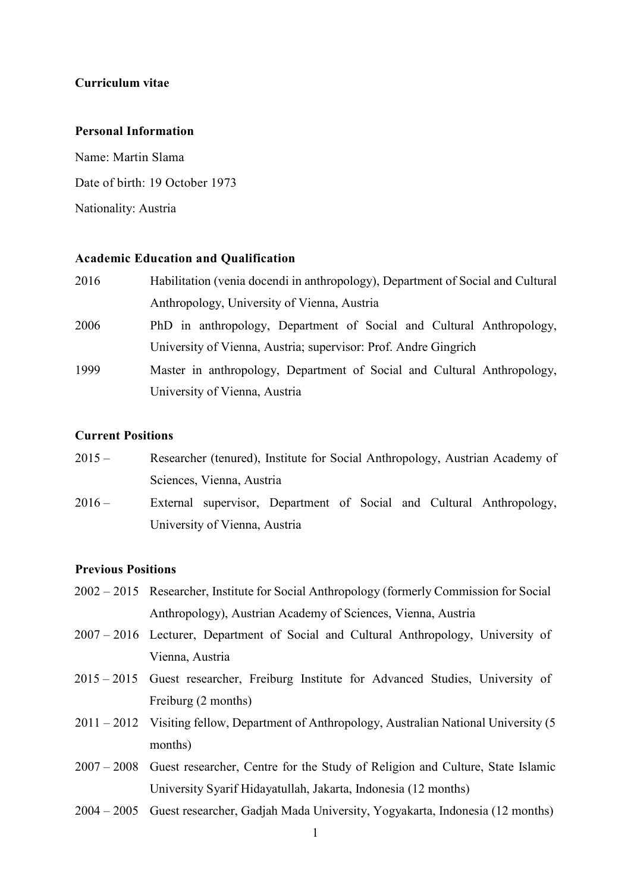# Curriculum vitae

## Personal Information

Name: Martin Slama

Date of birth: 19 October 1973

Nationality: Austria

## Academic Education and Qualification

| | |
|---|---|
| 2016 | Habilitation (venia docendi in anthropology), Department of Social and Cultural Anthropology, University of Vienna, Austria |
| 2006 | PhD in anthropology, Department of Social and Cultural Anthropology, University of Vienna, Austria; supervisor: Prof. Andre Gingrich |
| 1999 | Master in anthropology, Department of Social and Cultural Anthropology, University of Vienna, Austria |

## Current Positions

| | |
|---|---|
| 2015 – | Researcher (tenured), Institute for Social Anthropology, Austrian Academy of Sciences, Vienna, Austria |
| 2016 – | External supervisor, Department of Social and Cultural Anthropology, University of Vienna, Austria |

## Previous Positions

| | |
|---|---|
| 2002 – 2015 | Researcher, Institute for Social Anthropology (formerly Commission for Social Anthropology), Austrian Academy of Sciences, Vienna, Austria |
| 2007 – 2016 | Lecturer, Department of Social and Cultural Anthropology, University of Vienna, Austria |
| 2015 – 2015 | Guest researcher, Freiburg Institute for Advanced Studies, University of Freiburg (2 months) |
| 2011 – 2012 | Visiting fellow, Department of Anthropology, Australian National University (5 months) |
| 2007 – 2008 | Guest researcher, Centre for the Study of Religion and Culture, State Islamic University Syarif Hidayatullah, Jakarta, Indonesia (12 months) |
| 2004 – 2005 | Guest researcher, Gadjah Mada University, Yogyakarta, Indonesia (12 months) |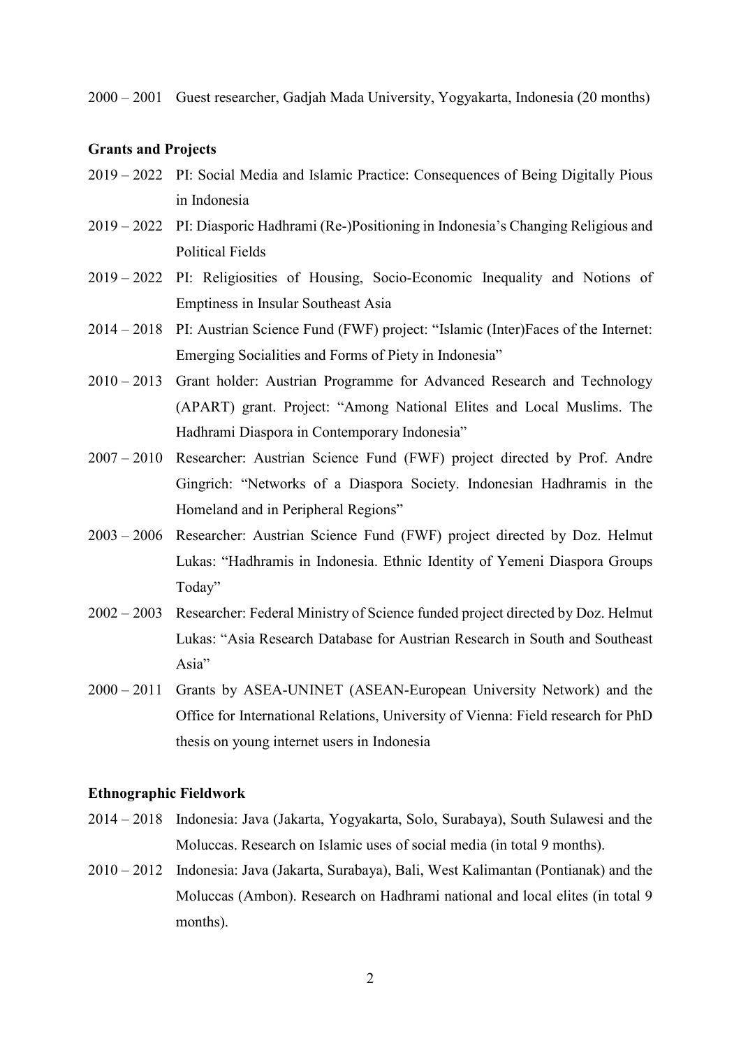2000 – 2001 Guest researcher, Gadjah Mada University, Yogyakarta, Indonesia (20 months)

## Grants and Projects

2019 – 2022 PI: Social Media and Islamic Practice: Consequences of Being Digitally Pious in Indonesia

2019 – 2022 PI: Diasporic Hadhrami (Re-)Positioning in Indonesia's Changing Religious and Political Fields

2019 – 2022 PI: Religiosities of Housing, Socio-Economic Inequality and Notions of Emptiness in Insular Southeast Asia

2014 – 2018 PI: Austrian Science Fund (FWF) project: "Islamic (Inter)Faces of the Internet: Emerging Socialities and Forms of Piety in Indonesia"

2010 – 2013 Grant holder: Austrian Programme for Advanced Research and Technology (APART) grant. Project: "Among National Elites and Local Muslims. The Hadhrami Diaspora in Contemporary Indonesia"

2007 – 2010 Researcher: Austrian Science Fund (FWF) project directed by Prof. Andre Gingrich: "Networks of a Diaspora Society. Indonesian Hadhramis in the Homeland and in Peripheral Regions"

2003 – 2006 Researcher: Austrian Science Fund (FWF) project directed by Doz. Helmut Lukas: "Hadhramis in Indonesia. Ethnic Identity of Yemeni Diaspora Groups Today"

2002 – 2003 Researcher: Federal Ministry of Science funded project directed by Doz. Helmut Lukas: "Asia Research Database for Austrian Research in South and Southeast Asia"

2000 – 2011 Grants by ASEA-UNINET (ASEAN-European University Network) and the Office for International Relations, University of Vienna: Field research for PhD thesis on young internet users in Indonesia

## Ethnographic Fieldwork

2014 – 2018 Indonesia: Java (Jakarta, Yogyakarta, Solo, Surabaya), South Sulawesi and the Moluccas. Research on Islamic uses of social media (in total 9 months).

2010 – 2012 Indonesia: Java (Jakarta, Surabaya), Bali, West Kalimantan (Pontianak) and the Moluccas (Ambon). Research on Hadhrami national and local elites (in total 9 months).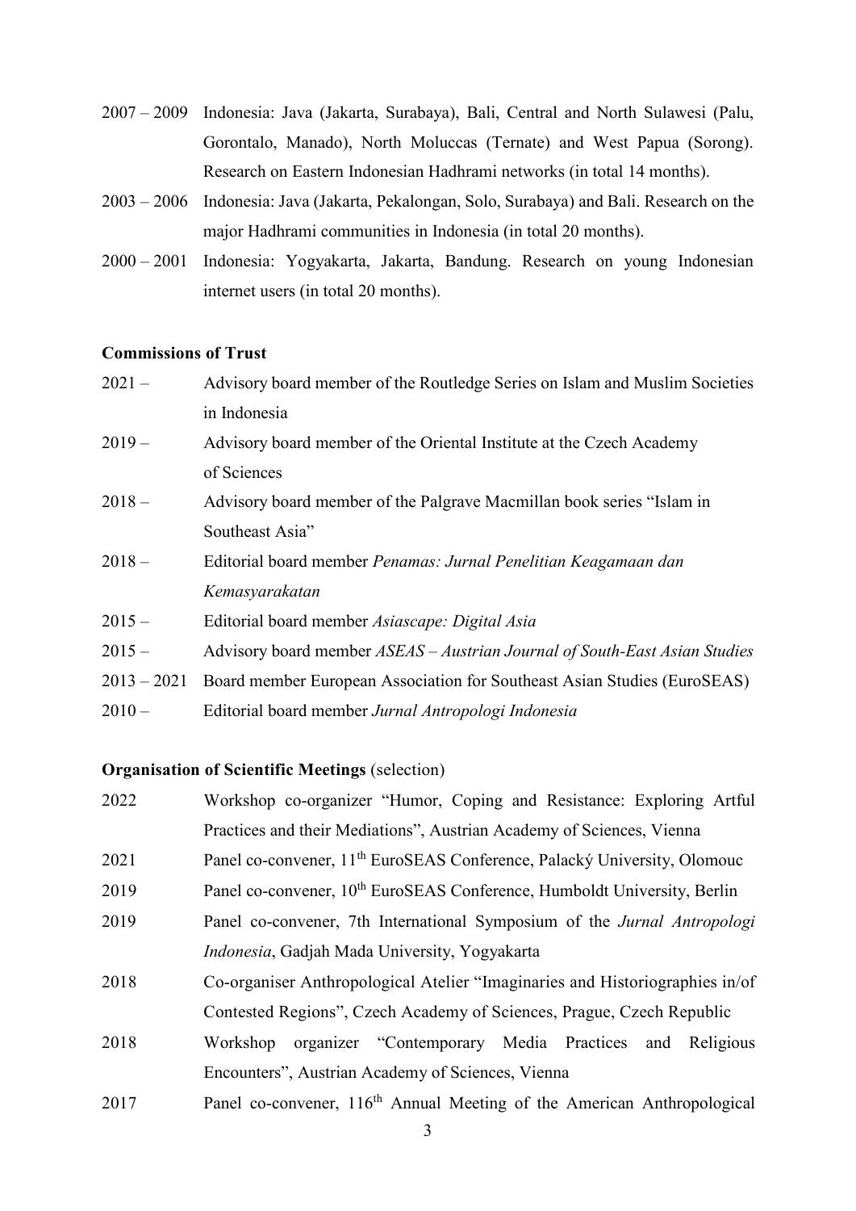2007 – 2009 Indonesia: Java (Jakarta, Surabaya), Bali, Central and North Sulawesi (Palu, Gorontalo, Manado), North Moluccas (Ternate) and West Papua (Sorong). Research on Eastern Indonesian Hadhrami networks (in total 14 months).

2003 – 2006 Indonesia: Java (Jakarta, Pekalongan, Solo, Surabaya) and Bali. Research on the major Hadhrami communities in Indonesia (in total 20 months).

2000 – 2001 Indonesia: Yogyakarta, Jakarta, Bandung. Research on young Indonesian internet users (in total 20 months).

**Commissions of Trust**

2021 – Advisory board member of the Routledge Series on Islam and Muslim Societies in Indonesia

2019 – Advisory board member of the Oriental Institute at the Czech Academy of Sciences

2018 – Advisory board member of the Palgrave Macmillan book series "Islam in Southeast Asia"

2018 – Editorial board member *Penamas: Jurnal Penelitian Keagamaan dan Kemasyarakatan*

2015 – Editorial board member *Asiascape: Digital Asia*

2015 – Advisory board member *ASEAS – Austrian Journal of South-East Asian Studies*

2013 – 2021 Board member European Association for Southeast Asian Studies (EuroSEAS)

2010 – Editorial board member *Jurnal Antropologi Indonesia*

**Organisation of Scientific Meetings** (selection)

2022 Workshop co-organizer "Humor, Coping and Resistance: Exploring Artful Practices and their Mediations", Austrian Academy of Sciences, Vienna

2021 Panel co-convener, 11th EuroSEAS Conference, Palacký University, Olomouc

2019 Panel co-convener, 10th EuroSEAS Conference, Humboldt University, Berlin

2019 Panel co-convener, 7th International Symposium of the *Jurnal Antropologi Indonesia*, Gadjah Mada University, Yogyakarta

2018 Co-organiser Anthropological Atelier "Imaginaries and Historiographies in/of Contested Regions", Czech Academy of Sciences, Prague, Czech Republic

2018 Workshop organizer "Contemporary Media Practices and Religious Encounters", Austrian Academy of Sciences, Vienna

2017 Panel co-convener, 116th Annual Meeting of the American Anthropological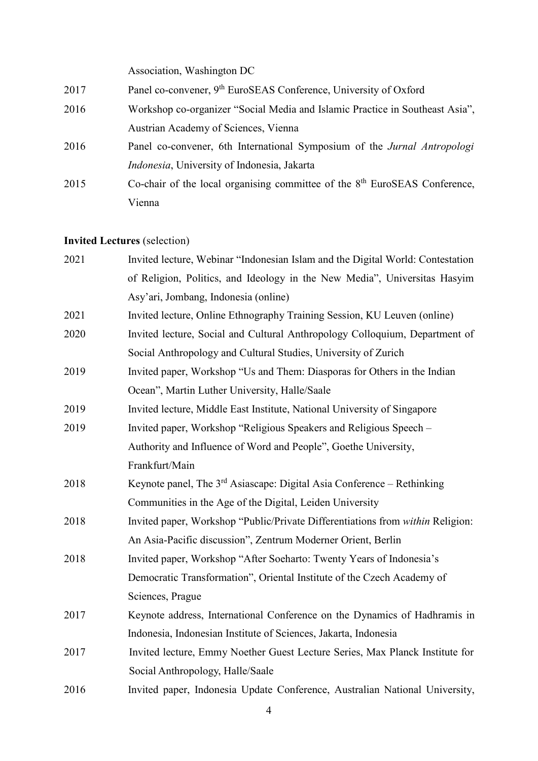Association, Washington DC

2017 Panel co-convener, 9th EuroSEAS Conference, University of Oxford

2016 Workshop co-organizer "Social Media and Islamic Practice in Southeast Asia", Austrian Academy of Sciences, Vienna

2016 Panel co-convener, 6th International Symposium of the *Jurnal Antropologi Indonesia*, University of Indonesia, Jakarta

2015 Co-chair of the local organising committee of the 8th EuroSEAS Conference, Vienna

**Invited Lectures** (selection)

2021 Invited lecture, Webinar "Indonesian Islam and the Digital World: Contestation of Religion, Politics, and Ideology in the New Media", Universitas Hasyim Asy'ari, Jombang, Indonesia (online)

2021 Invited lecture, Online Ethnography Training Session, KU Leuven (online)

2020 Invited lecture, Social and Cultural Anthropology Colloquium, Department of Social Anthropology and Cultural Studies, University of Zurich

2019 Invited paper, Workshop "Us and Them: Diasporas for Others in the Indian Ocean", Martin Luther University, Halle/Saale

2019 Invited lecture, Middle East Institute, National University of Singapore

2019 Invited paper, Workshop "Religious Speakers and Religious Speech – Authority and Influence of Word and People", Goethe University, Frankfurt/Main

2018 Keynote panel, The 3rd Asiascape: Digital Asia Conference – Rethinking Communities in the Age of the Digital, Leiden University

2018 Invited paper, Workshop "Public/Private Differentiations from *within* Religion: An Asia-Pacific discussion", Zentrum Moderner Orient, Berlin

2018 Invited paper, Workshop "After Soeharto: Twenty Years of Indonesia's Democratic Transformation", Oriental Institute of the Czech Academy of Sciences, Prague

2017 Keynote address, International Conference on the Dynamics of Hadhramis in Indonesia, Indonesian Institute of Sciences, Jakarta, Indonesia

2017 Invited lecture, Emmy Noether Guest Lecture Series, Max Planck Institute for Social Anthropology, Halle/Saale

2016 Invited paper, Indonesia Update Conference, Australian National University,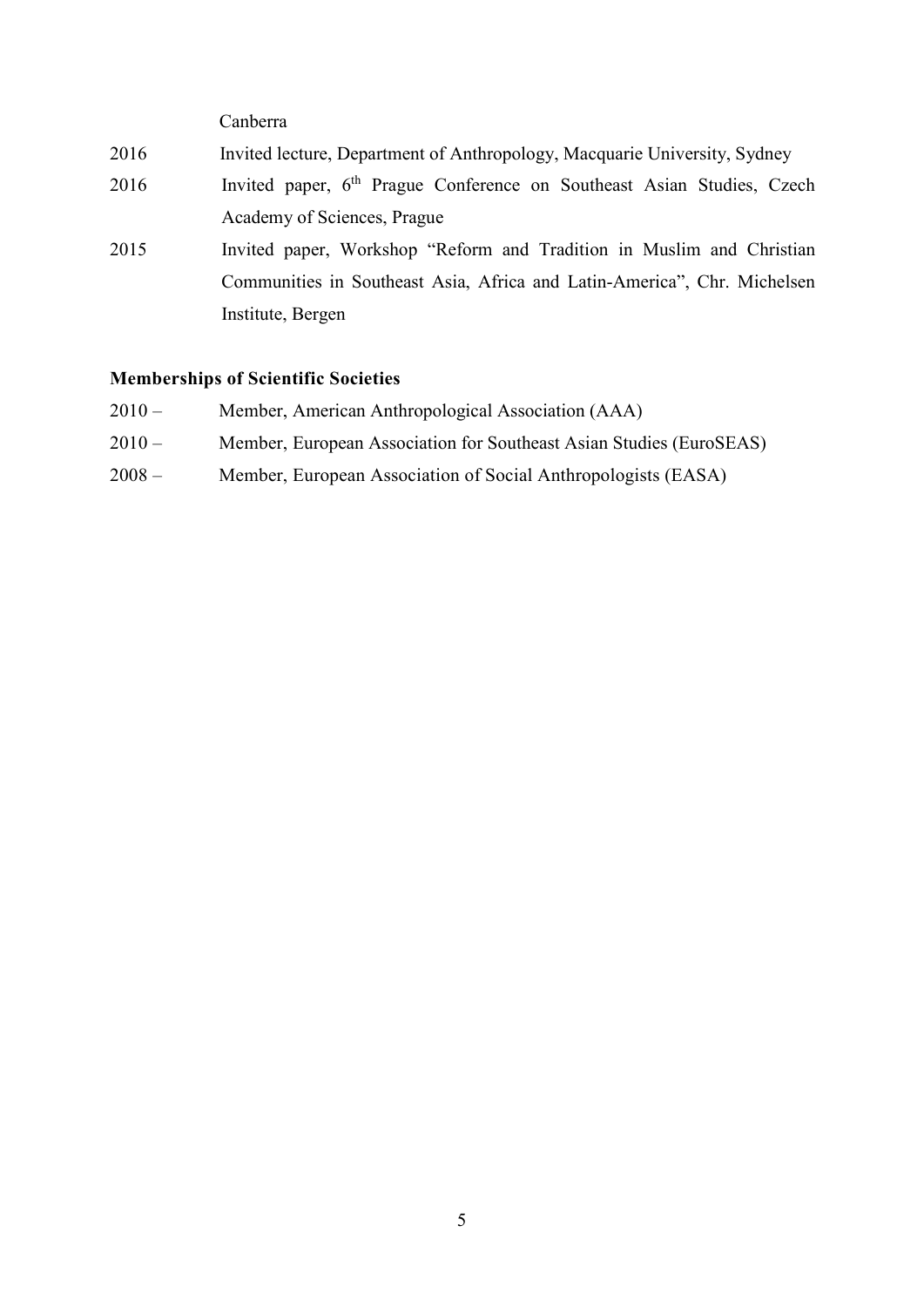Canberra

2016 Invited lecture, Department of Anthropology, Macquarie University, Sydney

2016 Invited paper, 6th Prague Conference on Southeast Asian Studies, Czech Academy of Sciences, Prague

2015 Invited paper, Workshop "Reform and Tradition in Muslim and Christian Communities in Southeast Asia, Africa and Latin-America", Chr. Michelsen Institute, Bergen

## Memberships of Scientific Societies

2010 – Member, American Anthropological Association (AAA)

2010 – Member, European Association for Southeast Asian Studies (EuroSEAS)

2008 – Member, European Association of Social Anthropologists (EASA)